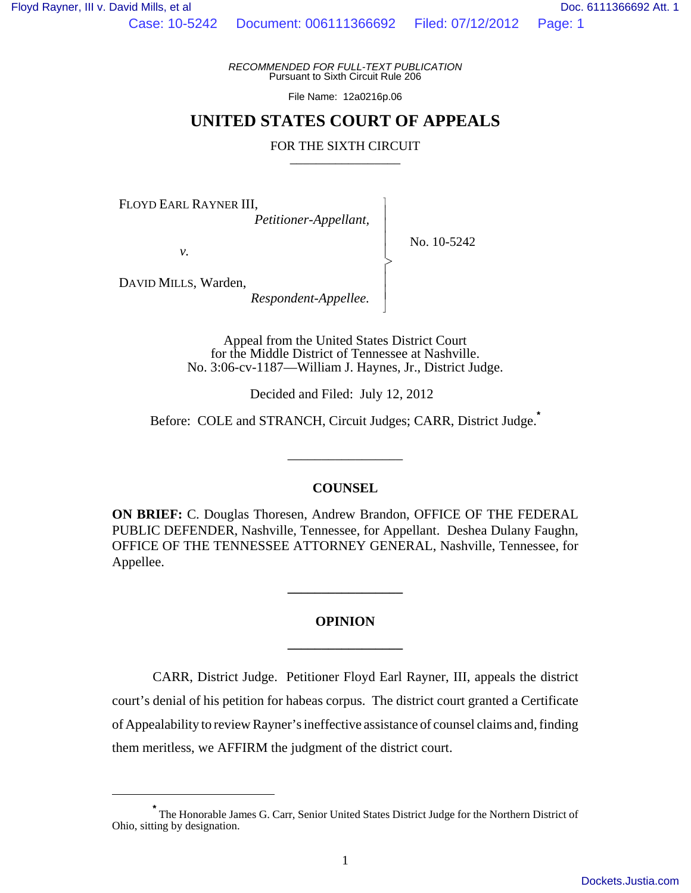*RECOMMENDED FOR FULL-TEXT PUBLICATION*
Pursuant to Sixth Circuit Rule 206

File Name: 12a0216p.06

# UNITED STATES COURT OF APPEALS

## FOR THE SIXTH CIRCUIT

FLOYD EARL RAYNER III,
*Petitioner-Appellant,*

*v.*

DAVID MILLS, Warden,
*Respondent-Appellee.*

No. 10-5242

Appeal from the United States District Court
for the Middle District of Tennessee at Nashville.
No. 3:06-cv-1187—William J. Haynes, Jr., District Judge.

Decided and Filed: July 12, 2012

Before: COLE and STRANCH, Circuit Judges; CARR, District Judge.*

## COUNSEL

**ON BRIEF:** C. Douglas Thoresen, Andrew Brandon, OFFICE OF THE FEDERAL PUBLIC DEFENDER, Nashville, Tennessee, for Appellant. Deshea Dulany Faughn, OFFICE OF THE TENNESSEE ATTORNEY GENERAL, Nashville, Tennessee, for Appellee.

## OPINION

CARR, District Judge. Petitioner Floyd Earl Rayner, III, appeals the district court's denial of his petition for habeas corpus. The district court granted a Certificate of Appealability to review Rayner's ineffective assistance of counsel claims and, finding them meritless, we AFFIRM the judgment of the district court.

* The Honorable James G. Carr, Senior United States District Judge for the Northern District of Ohio, sitting by designation.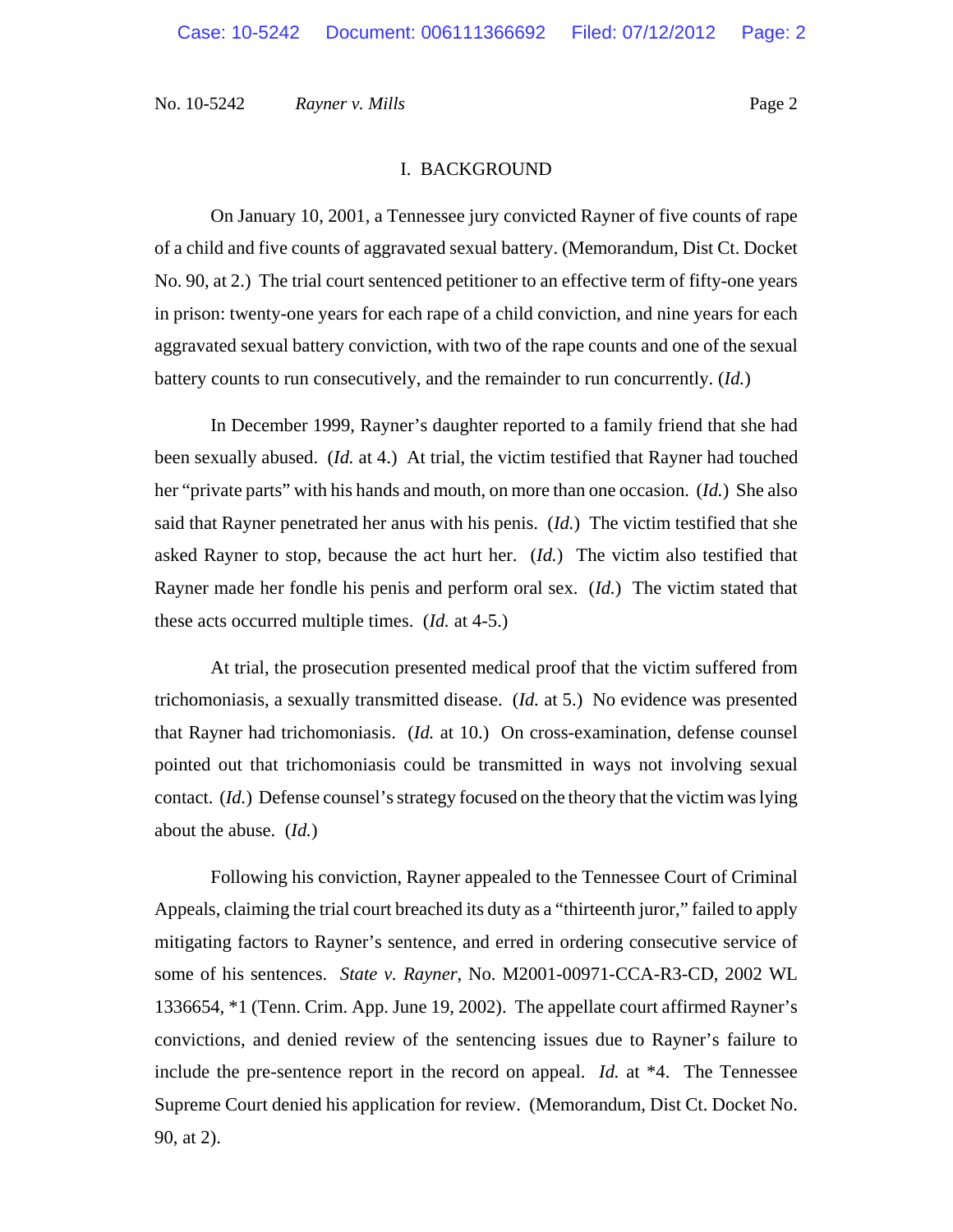## I. BACKGROUND

On January 10, 2001, a Tennessee jury convicted Rayner of five counts of rape of a child and five counts of aggravated sexual battery. (Memorandum, Dist Ct. Docket No. 90, at 2.) The trial court sentenced petitioner to an effective term of fifty-one years in prison: twenty-one years for each rape of a child conviction, and nine years for each aggravated sexual battery conviction, with two of the rape counts and one of the sexual battery counts to run consecutively, and the remainder to run concurrently. (*Id.*)

In December 1999, Rayner's daughter reported to a family friend that she had been sexually abused. (*Id.* at 4.) At trial, the victim testified that Rayner had touched her "private parts" with his hands and mouth, on more than one occasion. (*Id.*) She also said that Rayner penetrated her anus with his penis. (*Id.*) The victim testified that she asked Rayner to stop, because the act hurt her. (*Id.*) The victim also testified that Rayner made her fondle his penis and perform oral sex. (*Id.*) The victim stated that these acts occurred multiple times. (*Id.* at 4-5.)

At trial, the prosecution presented medical proof that the victim suffered from trichomoniasis, a sexually transmitted disease. (*Id.* at 5.) No evidence was presented that Rayner had trichomoniasis. (*Id.* at 10.) On cross-examination, defense counsel pointed out that trichomoniasis could be transmitted in ways not involving sexual contact. (*Id.*) Defense counsel's strategy focused on the theory that the victim was lying about the abuse. (*Id.*)

Following his conviction, Rayner appealed to the Tennessee Court of Criminal Appeals, claiming the trial court breached its duty as a "thirteenth juror," failed to apply mitigating factors to Rayner's sentence, and erred in ordering consecutive service of some of his sentences. *State v. Rayner*, No. M2001-00971-CCA-R3-CD, 2002 WL 1336654, *1 (Tenn. Crim. App. June 19, 2002). The appellate court affirmed Rayner's convictions, and denied review of the sentencing issues due to Rayner's failure to include the pre-sentence report in the record on appeal. *Id.* at *4. The Tennessee Supreme Court denied his application for review. (Memorandum, Dist Ct. Docket No. 90, at 2).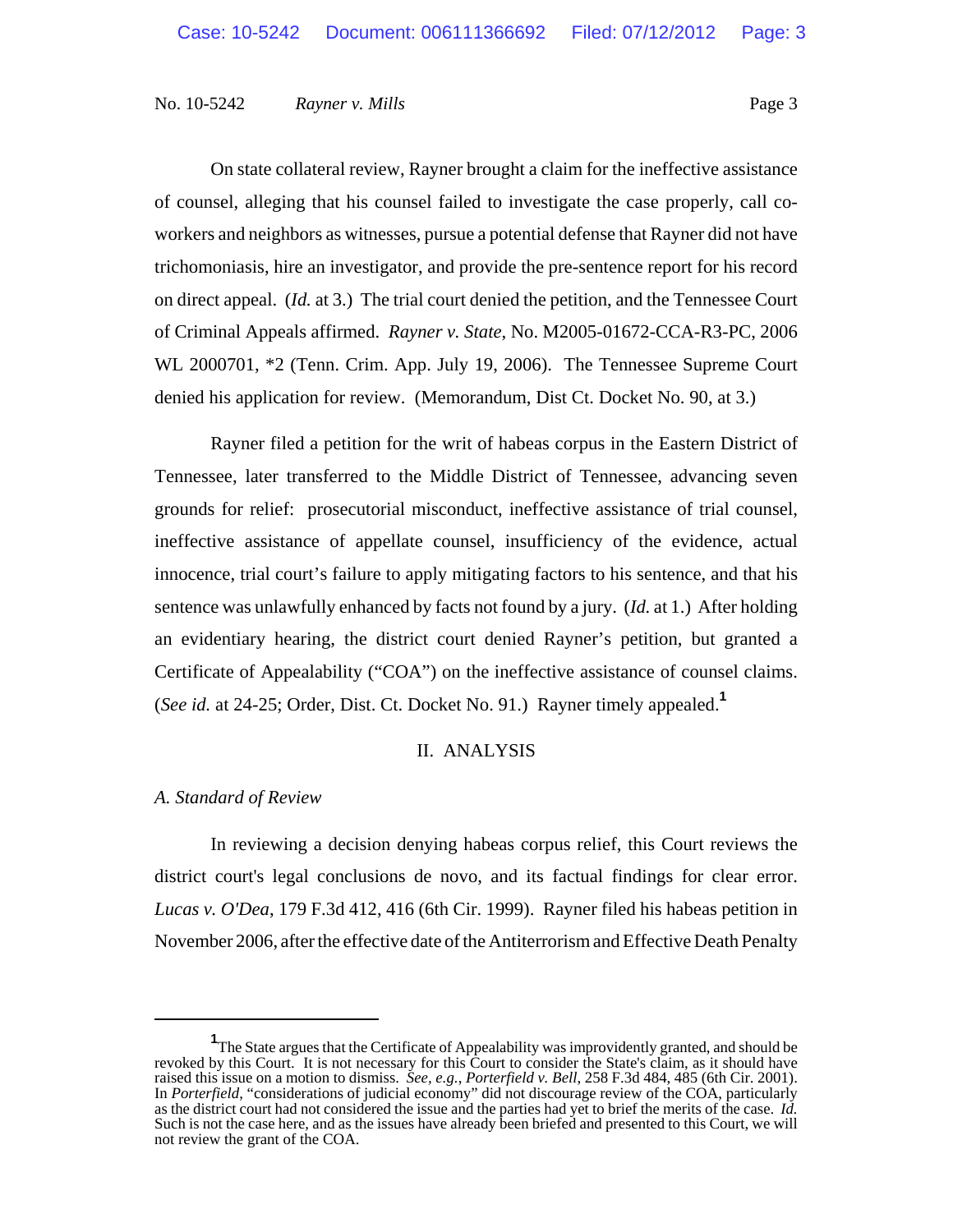On state collateral review, Rayner brought a claim for the ineffective assistance of counsel, alleging that his counsel failed to investigate the case properly, call co-workers and neighbors as witnesses, pursue a potential defense that Rayner did not have trichomoniasis, hire an investigator, and provide the pre-sentence report for his record on direct appeal. (*Id.* at 3.) The trial court denied the petition, and the Tennessee Court of Criminal Appeals affirmed. *Rayner v. State*, No. M2005-01672-CCA-R3-PC, 2006 WL 2000701, *2 (Tenn. Crim. App. July 19, 2006). The Tennessee Supreme Court denied his application for review. (Memorandum, Dist Ct. Docket No. 90, at 3.)

Rayner filed a petition for the writ of habeas corpus in the Eastern District of Tennessee, later transferred to the Middle District of Tennessee, advancing seven grounds for relief: prosecutorial misconduct, ineffective assistance of trial counsel, ineffective assistance of appellate counsel, insufficiency of the evidence, actual innocence, trial court's failure to apply mitigating factors to his sentence, and that his sentence was unlawfully enhanced by facts not found by a jury. (*Id.* at 1.) After holding an evidentiary hearing, the district court denied Rayner's petition, but granted a Certificate of Appealability ("COA") on the ineffective assistance of counsel claims. (*See id.* at 24-25; Order, Dist. Ct. Docket No. 91.) Rayner timely appealed.[1]

## II. ANALYSIS

### *A. Standard of Review*

In reviewing a decision denying habeas corpus relief, this Court reviews the district court's legal conclusions de novo, and its factual findings for clear error. *Lucas v. O'Dea*, 179 F.3d 412, 416 (6th Cir. 1999). Rayner filed his habeas petition in November 2006, after the effective date of the Antiterrorism and Effective Death Penalty

---

[1] The State argues that the Certificate of Appealability was improvidently granted, and should be revoked by this Court. It is not necessary for this Court to consider the State's claim, as it should have raised this issue on a motion to dismiss. *See, e.g.*, *Porterfield v. Bell*, 258 F.3d 484, 485 (6th Cir. 2001). In *Porterfield*, "considerations of judicial economy" did not discourage review of the COA, particularly as the district court had not considered the issue and the parties had yet to brief the merits of the case. *Id.* Such is not the case here, and as the issues have already been briefed and presented to this Court, we will not review the grant of the COA.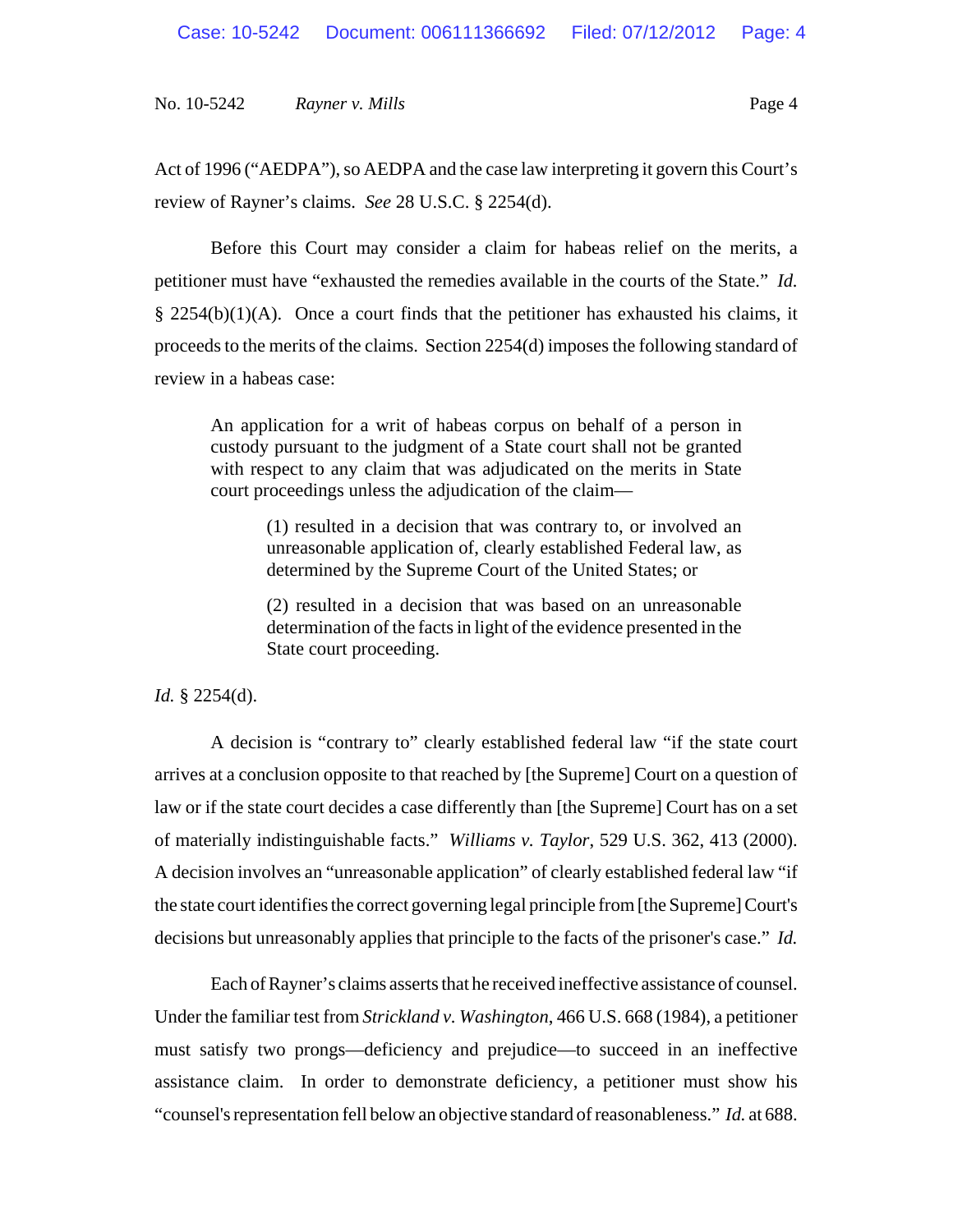Act of 1996 ("AEDPA"), so AEDPA and the case law interpreting it govern this Court's review of Rayner's claims. *See* 28 U.S.C. § 2254(d).

Before this Court may consider a claim for habeas relief on the merits, a petitioner must have "exhausted the remedies available in the courts of the State." *Id.* § 2254(b)(1)(A). Once a court finds that the petitioner has exhausted his claims, it proceeds to the merits of the claims. Section 2254(d) imposes the following standard of review in a habeas case:

> An application for a writ of habeas corpus on behalf of a person in custody pursuant to the judgment of a State court shall not be granted with respect to any claim that was adjudicated on the merits in State court proceedings unless the adjudication of the claim—
>
> > (1) resulted in a decision that was contrary to, or involved an unreasonable application of, clearly established Federal law, as determined by the Supreme Court of the United States; or
> >
> > (2) resulted in a decision that was based on an unreasonable determination of the facts in light of the evidence presented in the State court proceeding.

*Id.* § 2254(d).

A decision is "contrary to" clearly established federal law "if the state court arrives at a conclusion opposite to that reached by [the Supreme] Court on a question of law or if the state court decides a case differently than [the Supreme] Court has on a set of materially indistinguishable facts." *Williams v. Taylor*, 529 U.S. 362, 413 (2000). A decision involves an "unreasonable application" of clearly established federal law "if the state court identifies the correct governing legal principle from [the Supreme] Court's decisions but unreasonably applies that principle to the facts of the prisoner's case." *Id.*

Each of Rayner's claims asserts that he received ineffective assistance of counsel. Under the familiar test from *Strickland v. Washington*, 466 U.S. 668 (1984), a petitioner must satisfy two prongs—deficiency and prejudice—to succeed in an ineffective assistance claim. In order to demonstrate deficiency, a petitioner must show his "counsel's representation fell below an objective standard of reasonableness." *Id.* at 688.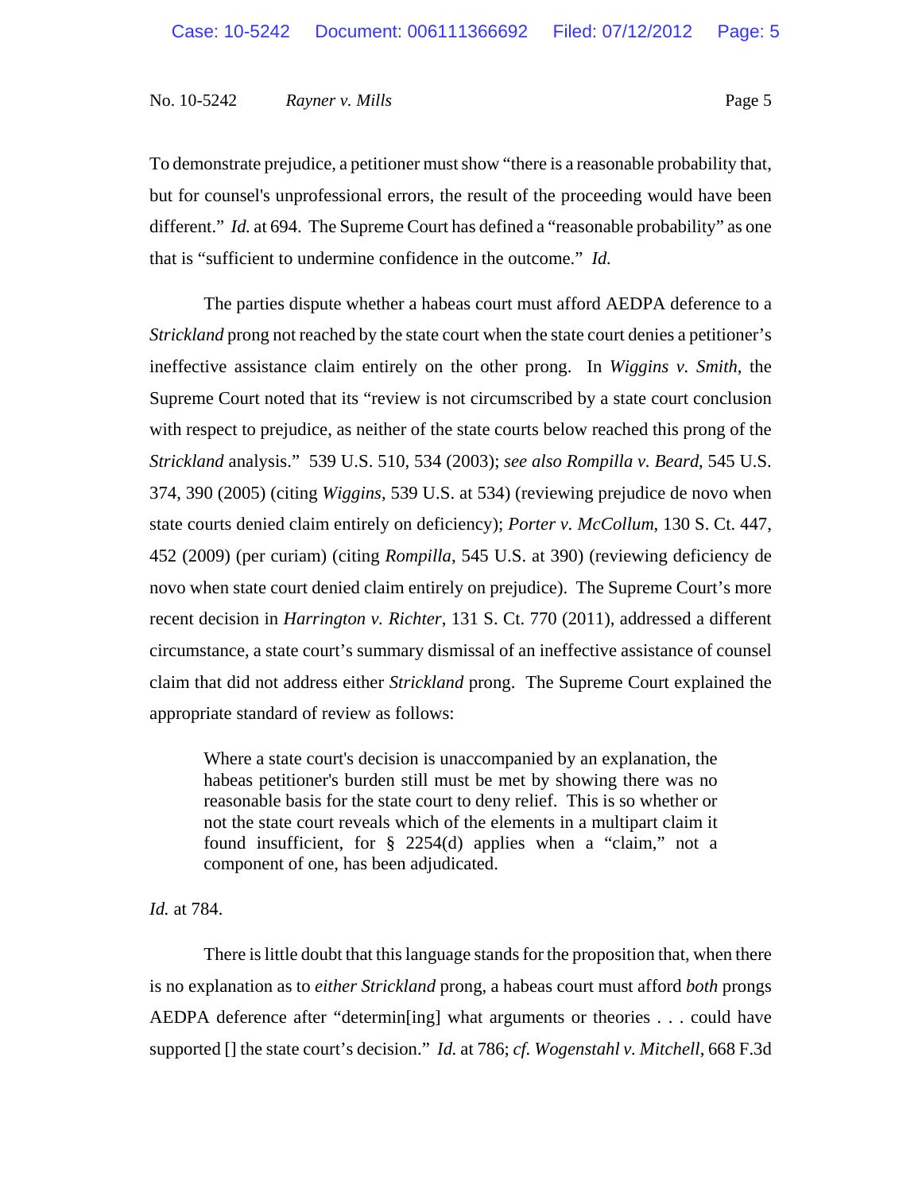To demonstrate prejudice, a petitioner must show "there is a reasonable probability that, but for counsel's unprofessional errors, the result of the proceeding would have been different." *Id.* at 694. The Supreme Court has defined a "reasonable probability" as one that is "sufficient to undermine confidence in the outcome." *Id.*

The parties dispute whether a habeas court must afford AEDPA deference to a *Strickland* prong not reached by the state court when the state court denies a petitioner's ineffective assistance claim entirely on the other prong. In *Wiggins v. Smith*, the Supreme Court noted that its "review is not circumscribed by a state court conclusion with respect to prejudice, as neither of the state courts below reached this prong of the *Strickland* analysis." 539 U.S. 510, 534 (2003); *see also Rompilla v. Beard*, 545 U.S. 374, 390 (2005) (citing *Wiggins*, 539 U.S. at 534) (reviewing prejudice de novo when state courts denied claim entirely on deficiency); *Porter v. McCollum*, 130 S. Ct. 447, 452 (2009) (per curiam) (citing *Rompilla*, 545 U.S. at 390) (reviewing deficiency de novo when state court denied claim entirely on prejudice). The Supreme Court's more recent decision in *Harrington v. Richter*, 131 S. Ct. 770 (2011), addressed a different circumstance, a state court's summary dismissal of an ineffective assistance of counsel claim that did not address either *Strickland* prong. The Supreme Court explained the appropriate standard of review as follows:

> Where a state court's decision is unaccompanied by an explanation, the habeas petitioner's burden still must be met by showing there was no reasonable basis for the state court to deny relief. This is so whether or not the state court reveals which of the elements in a multipart claim it found insufficient, for § 2254(d) applies when a "claim," not a component of one, has been adjudicated.

*Id.* at 784.

There is little doubt that this language stands for the proposition that, when there is no explanation as to *either Strickland* prong, a habeas court must afford *both* prongs AEDPA deference after "determin[ing] what arguments or theories . . . could have supported [] the state court's decision." *Id.* at 786; *cf. Wogenstahl v. Mitchell*, 668 F.3d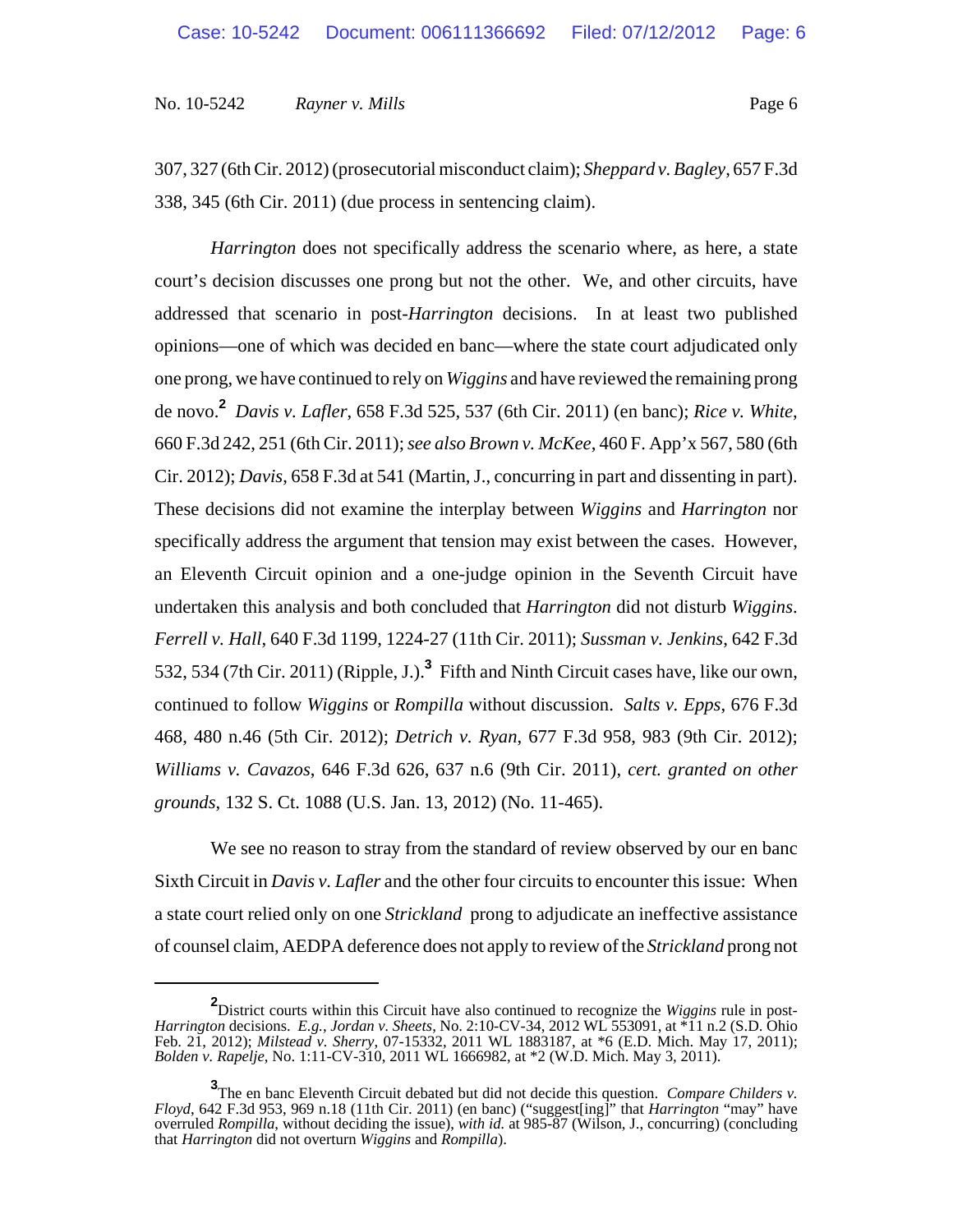307, 327 (6th Cir. 2012) (prosecutorial misconduct claim); *Sheppard v. Bagley*, 657 F.3d 338, 345 (6th Cir. 2011) (due process in sentencing claim).

*Harrington* does not specifically address the scenario where, as here, a state court's decision discusses one prong but not the other. We, and other circuits, have addressed that scenario in post-*Harrington* decisions. In at least two published opinions—one of which was decided en banc—where the state court adjudicated only one prong, we have continued to rely on *Wiggins* and have reviewed the remaining prong de novo.[2] *Davis v. Lafler*, 658 F.3d 525, 537 (6th Cir. 2011) (en banc); *Rice v. White*, 660 F.3d 242, 251 (6th Cir. 2011); *see also Brown v. McKee*, 460 F. App'x 567, 580 (6th Cir. 2012); *Davis*, 658 F.3d at 541 (Martin, J., concurring in part and dissenting in part). These decisions did not examine the interplay between *Wiggins* and *Harrington* nor specifically address the argument that tension may exist between the cases. However, an Eleventh Circuit opinion and a one-judge opinion in the Seventh Circuit have undertaken this analysis and both concluded that *Harrington* did not disturb *Wiggins*. *Ferrell v. Hall*, 640 F.3d 1199, 1224-27 (11th Cir. 2011); *Sussman v. Jenkins*, 642 F.3d 532, 534 (7th Cir. 2011) (Ripple, J.).[3] Fifth and Ninth Circuit cases have, like our own, continued to follow *Wiggins* or *Rompilla* without discussion. *Salts v. Epps*, 676 F.3d 468, 480 n.46 (5th Cir. 2012); *Detrich v. Ryan*, 677 F.3d 958, 983 (9th Cir. 2012); *Williams v. Cavazos*, 646 F.3d 626, 637 n.6 (9th Cir. 2011), *cert. granted on other grounds*, 132 S. Ct. 1088 (U.S. Jan. 13, 2012) (No. 11-465).

We see no reason to stray from the standard of review observed by our en banc Sixth Circuit in *Davis v. Lafler* and the other four circuits to encounter this issue: When a state court relied only on one *Strickland* prong to adjudicate an ineffective assistance of counsel claim, AEDPA deference does not apply to review of the *Strickland* prong not

---

[2] District courts within this Circuit have also continued to recognize the *Wiggins* rule in post-*Harrington* decisions. *E.g.*, *Jordan v. Sheets*, No. 2:10-CV-34, 2012 WL 553091, at *11 n.2 (S.D. Ohio Feb. 21, 2012); *Milstead v. Sherry*, 07-15332, 2011 WL 1883187, at *6 (E.D. Mich. May 17, 2011); *Bolden v. Rapelje*, No. 1:11-CV-310, 2011 WL 1666982, at *2 (W.D. Mich. May 3, 2011).

[3] The en banc Eleventh Circuit debated but did not decide this question. *Compare Childers v. Floyd*, 642 F.3d 953, 969 n.18 (11th Cir. 2011) (en banc) ("suggest[ing]" that *Harrington* "may" have overruled *Rompilla*, without deciding the issue), *with id.* at 985-87 (Wilson, J., concurring) (concluding that *Harrington* did not overturn *Wiggins* and *Rompilla*).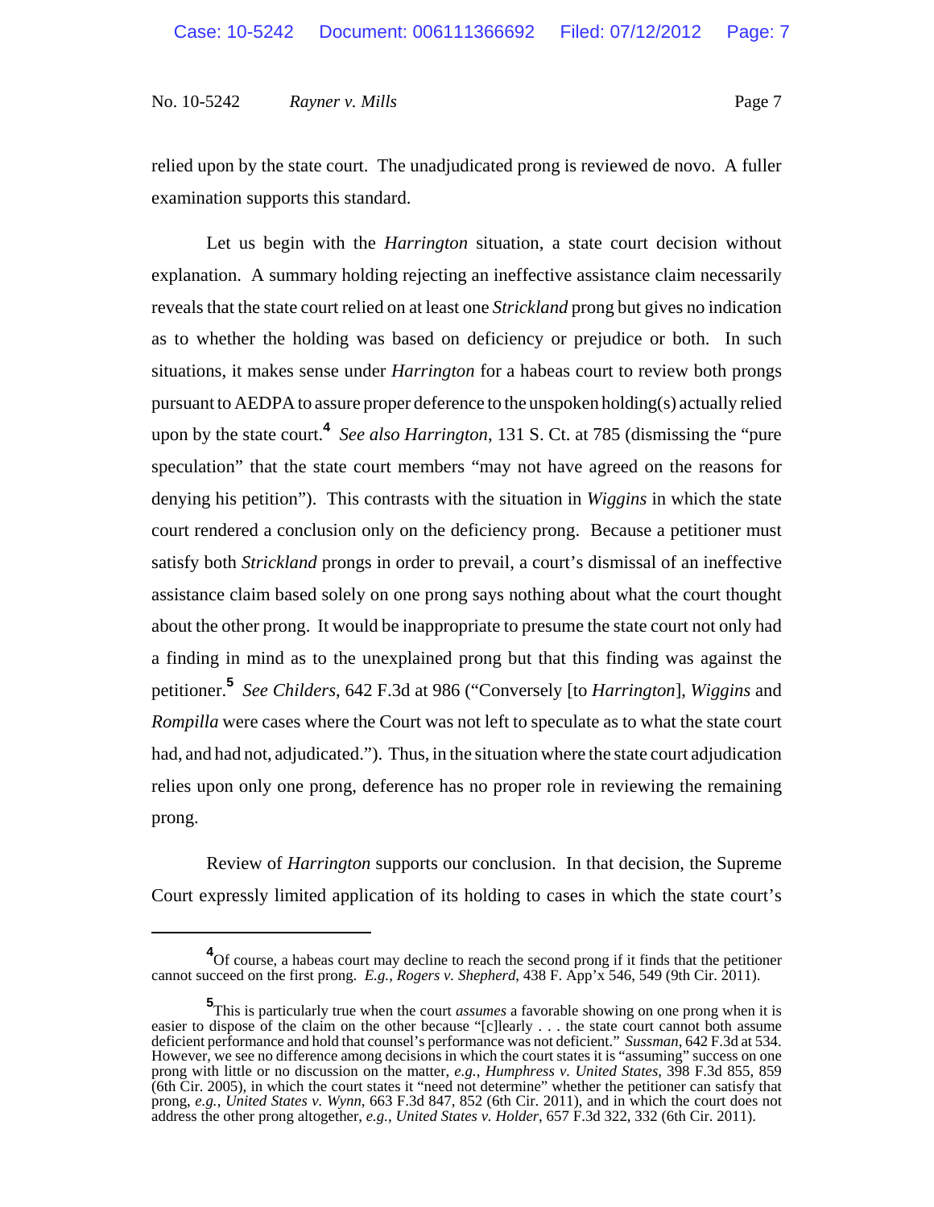relied upon by the state court. The unadjudicated prong is reviewed de novo. A fuller examination supports this standard.

Let us begin with the *Harrington* situation, a state court decision without explanation. A summary holding rejecting an ineffective assistance claim necessarily reveals that the state court relied on at least one *Strickland* prong but gives no indication as to whether the holding was based on deficiency or prejudice or both. In such situations, it makes sense under *Harrington* for a habeas court to review both prongs pursuant to AEDPA to assure proper deference to the unspoken holding(s) actually relied upon by the state court.[4] *See also Harrington*, 131 S. Ct. at 785 (dismissing the "pure speculation" that the state court members "may not have agreed on the reasons for denying his petition"). This contrasts with the situation in *Wiggins* in which the state court rendered a conclusion only on the deficiency prong. Because a petitioner must satisfy both *Strickland* prongs in order to prevail, a court's dismissal of an ineffective assistance claim based solely on one prong says nothing about what the court thought about the other prong. It would be inappropriate to presume the state court not only had a finding in mind as to the unexplained prong but that this finding was against the petitioner.[5] *See Childers*, 642 F.3d at 986 ("Conversely [to *Harrington*], *Wiggins* and *Rompilla* were cases where the Court was not left to speculate as to what the state court had, and had not, adjudicated."). Thus, in the situation where the state court adjudication relies upon only one prong, deference has no proper role in reviewing the remaining prong.

Review of *Harrington* supports our conclusion. In that decision, the Supreme Court expressly limited application of its holding to cases in which the state court's

---

[4] Of course, a habeas court may decline to reach the second prong if it finds that the petitioner cannot succeed on the first prong. *E.g.*, *Rogers v. Shepherd*, 438 F. App'x 546, 549 (9th Cir. 2011).

[5] This is particularly true when the court *assumes* a favorable showing on one prong when it is easier to dispose of the claim on the other because "[c]learly . . . the state court cannot both assume deficient performance and hold that counsel's performance was not deficient." *Sussman*, 642 F.3d at 534. However, we see no difference among decisions in which the court states it is "assuming" success on one prong with little or no discussion on the matter, *e.g.*, *Humphress v. United States*, 398 F.3d 855, 859 (6th Cir. 2005), in which the court states it "need not determine" whether the petitioner can satisfy that prong, *e.g.*, *United States v. Wynn*, 663 F.3d 847, 852 (6th Cir. 2011), and in which the court does not address the other prong altogether, *e.g.*, *United States v. Holder*, 657 F.3d 322, 332 (6th Cir. 2011).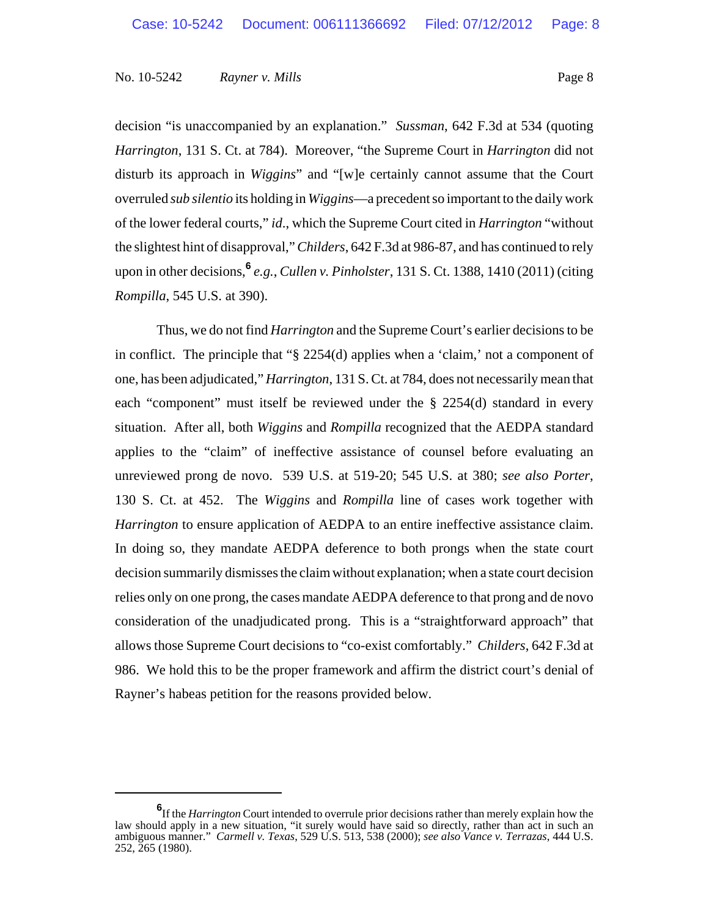decision "is unaccompanied by an explanation." *Sussman*, 642 F.3d at 534 (quoting *Harrington*, 131 S. Ct. at 784). Moreover, "the Supreme Court in *Harrington* did not disturb its approach in *Wiggins*" and "[w]e certainly cannot assume that the Court overruled *sub silentio* its holding in *Wiggins*—a precedent so important to the daily work of the lower federal courts," *id.*, which the Supreme Court cited in *Harrington* "without the slightest hint of disapproval," *Childers*, 642 F.3d at 986-87, and has continued to rely upon in other decisions,[6] *e.g.*, *Cullen v. Pinholster*, 131 S. Ct. 1388, 1410 (2011) (citing *Rompilla*, 545 U.S. at 390).

Thus, we do not find *Harrington* and the Supreme Court's earlier decisions to be in conflict. The principle that "§ 2254(d) applies when a 'claim,' not a component of one, has been adjudicated," *Harrington*, 131 S. Ct. at 784, does not necessarily mean that each "component" must itself be reviewed under the § 2254(d) standard in every situation. After all, both *Wiggins* and *Rompilla* recognized that the AEDPA standard applies to the "claim" of ineffective assistance of counsel before evaluating an unreviewed prong de novo. 539 U.S. at 519-20; 545 U.S. at 380; *see also Porter*, 130 S. Ct. at 452. The *Wiggins* and *Rompilla* line of cases work together with *Harrington* to ensure application of AEDPA to an entire ineffective assistance claim. In doing so, they mandate AEDPA deference to both prongs when the state court decision summarily dismisses the claim without explanation; when a state court decision relies only on one prong, the cases mandate AEDPA deference to that prong and de novo consideration of the unadjudicated prong. This is a "straightforward approach" that allows those Supreme Court decisions to "co-exist comfortably." *Childers*, 642 F.3d at 986. We hold this to be the proper framework and affirm the district court's denial of Rayner's habeas petition for the reasons provided below.

---

[6] If the *Harrington* Court intended to overrule prior decisions rather than merely explain how the law should apply in a new situation, "it surely would have said so directly, rather than act in such an ambiguous manner." *Carmell v. Texas*, 529 U.S. 513, 538 (2000); *see also Vance v. Terrazas*, 444 U.S. 252, 265 (1980).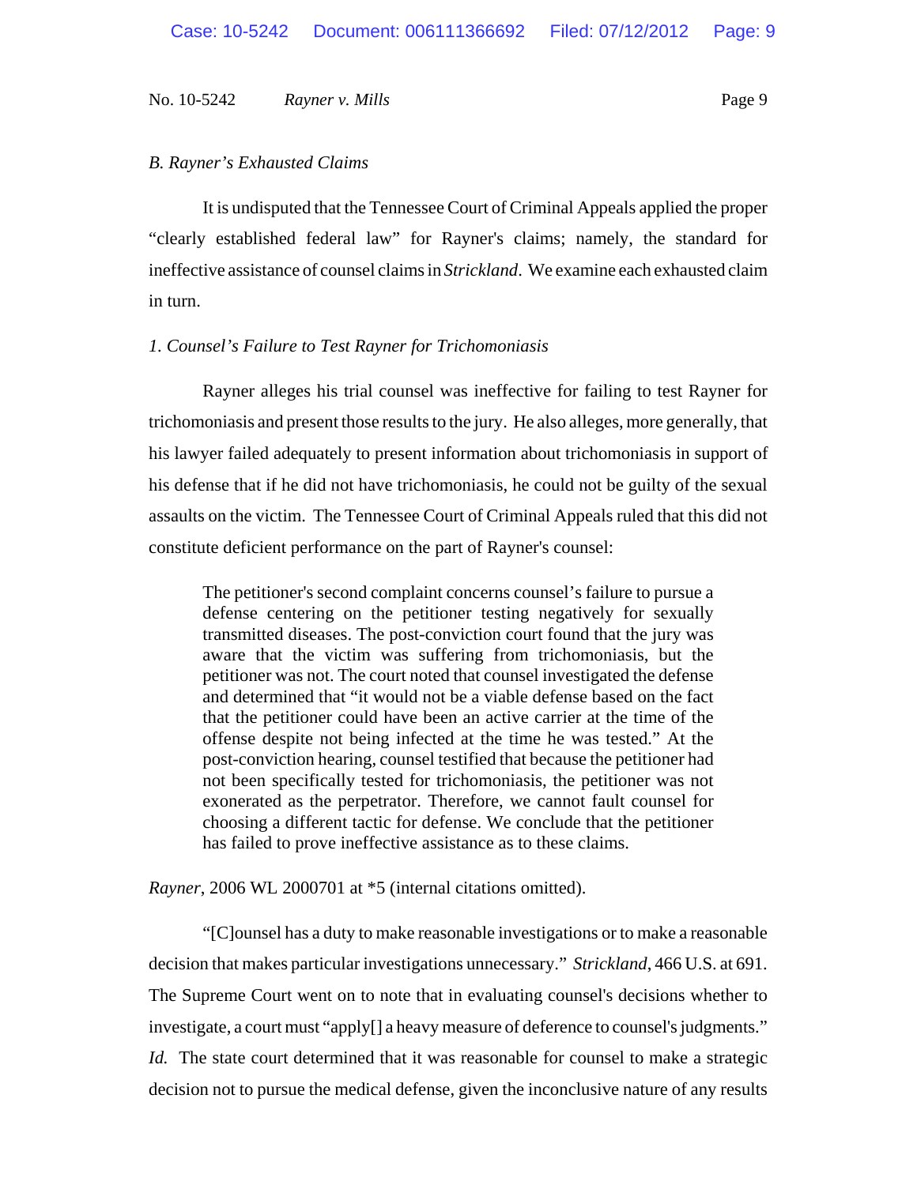*B. Rayner's Exhausted Claims*

It is undisputed that the Tennessee Court of Criminal Appeals applied the proper "clearly established federal law" for Rayner's claims; namely, the standard for ineffective assistance of counsel claims in *Strickland*. We examine each exhausted claim in turn.

*1. Counsel's Failure to Test Rayner for Trichomoniasis*

Rayner alleges his trial counsel was ineffective for failing to test Rayner for trichomoniasis and present those results to the jury. He also alleges, more generally, that his lawyer failed adequately to present information about trichomoniasis in support of his defense that if he did not have trichomoniasis, he could not be guilty of the sexual assaults on the victim. The Tennessee Court of Criminal Appeals ruled that this did not constitute deficient performance on the part of Rayner's counsel:

> The petitioner's second complaint concerns counsel's failure to pursue a defense centering on the petitioner testing negatively for sexually transmitted diseases. The post-conviction court found that the jury was aware that the victim was suffering from trichomoniasis, but the petitioner was not. The court noted that counsel investigated the defense and determined that "it would not be a viable defense based on the fact that the petitioner could have been an active carrier at the time of the offense despite not being infected at the time he was tested." At the post-conviction hearing, counsel testified that because the petitioner had not been specifically tested for trichomoniasis, the petitioner was not exonerated as the perpetrator. Therefore, we cannot fault counsel for choosing a different tactic for defense. We conclude that the petitioner has failed to prove ineffective assistance as to these claims.

*Rayner*, 2006 WL 2000701 at *5 (internal citations omitted).

"[C]ounsel has a duty to make reasonable investigations or to make a reasonable decision that makes particular investigations unnecessary." *Strickland*, 466 U.S. at 691. The Supreme Court went on to note that in evaluating counsel's decisions whether to investigate, a court must "apply[] a heavy measure of deference to counsel's judgments." *Id.* The state court determined that it was reasonable for counsel to make a strategic decision not to pursue the medical defense, given the inconclusive nature of any results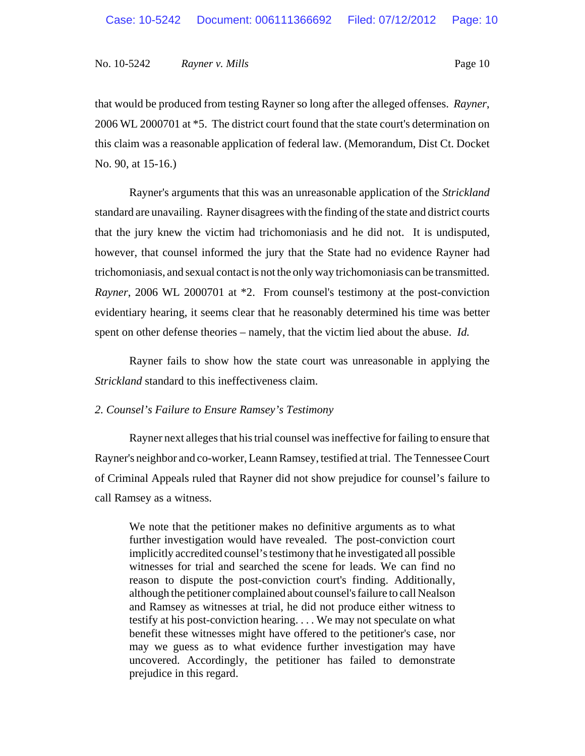that would be produced from testing Rayner so long after the alleged offenses. *Rayner*, 2006 WL 2000701 at *5. The district court found that the state court's determination on this claim was a reasonable application of federal law. (Memorandum, Dist Ct. Docket No. 90, at 15-16.)

Rayner's arguments that this was an unreasonable application of the *Strickland* standard are unavailing. Rayner disagrees with the finding of the state and district courts that the jury knew the victim had trichomoniasis and he did not. It is undisputed, however, that counsel informed the jury that the State had no evidence Rayner had trichomoniasis, and sexual contact is not the only way trichomoniasis can be transmitted. *Rayner*, 2006 WL 2000701 at *2. From counsel's testimony at the post-conviction evidentiary hearing, it seems clear that he reasonably determined his time was better spent on other defense theories – namely, that the victim lied about the abuse. *Id.*

Rayner fails to show how the state court was unreasonable in applying the *Strickland* standard to this ineffectiveness claim.

*2. Counsel's Failure to Ensure Ramsey's Testimony*

Rayner next alleges that his trial counsel was ineffective for failing to ensure that Rayner's neighbor and co-worker, Leann Ramsey, testified at trial. The Tennessee Court of Criminal Appeals ruled that Rayner did not show prejudice for counsel's failure to call Ramsey as a witness.

> We note that the petitioner makes no definitive arguments as to what further investigation would have revealed. The post-conviction court implicitly accredited counsel's testimony that he investigated all possible witnesses for trial and searched the scene for leads. We can find no reason to dispute the post-conviction court's finding. Additionally, although the petitioner complained about counsel's failure to call Nealson and Ramsey as witnesses at trial, he did not produce either witness to testify at his post-conviction hearing. . . . We may not speculate on what benefit these witnesses might have offered to the petitioner's case, nor may we guess as to what evidence further investigation may have uncovered. Accordingly, the petitioner has failed to demonstrate prejudice in this regard.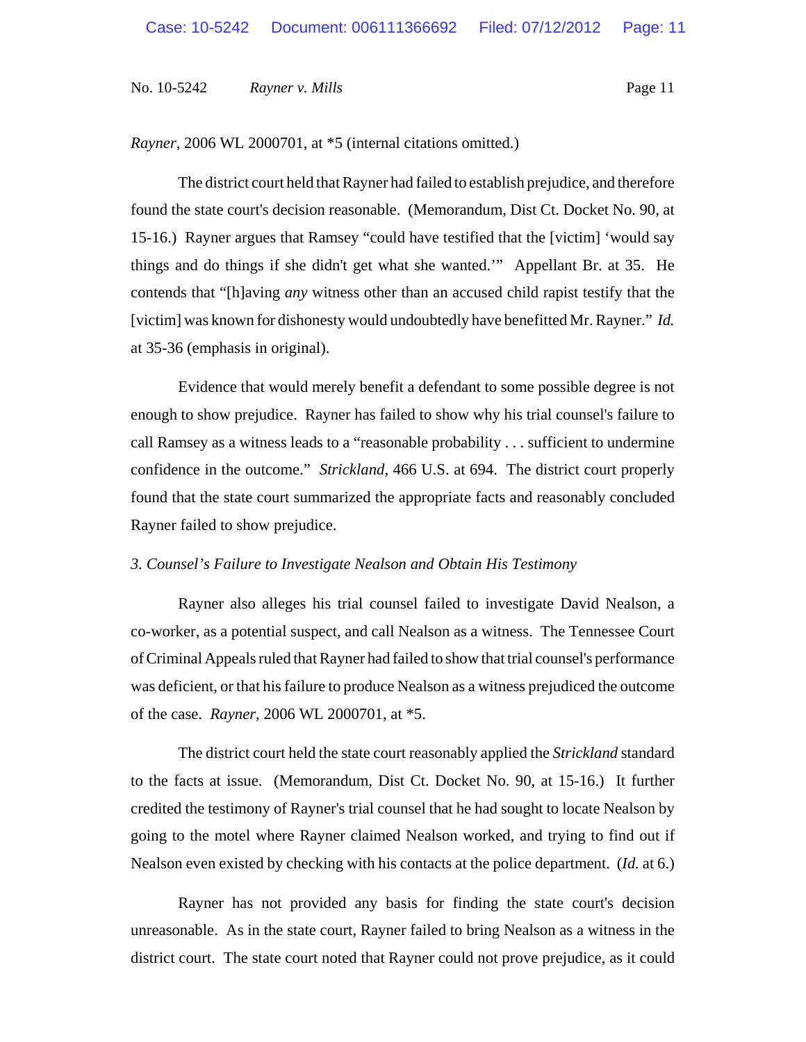*Rayner*, 2006 WL 2000701, at *5 (internal citations omitted.)

The district court held that Rayner had failed to establish prejudice, and therefore found the state court's decision reasonable. (Memorandum, Dist Ct. Docket No. 90, at 15-16.) Rayner argues that Ramsey "could have testified that the [victim] 'would say things and do things if she didn't get what she wanted.'" Appellant Br. at 35. He contends that "[h]aving *any* witness other than an accused child rapist testify that the [victim] was known for dishonesty would undoubtedly have benefitted Mr. Rayner." *Id.* at 35-36 (emphasis in original).

Evidence that would merely benefit a defendant to some possible degree is not enough to show prejudice. Rayner has failed to show why his trial counsel's failure to call Ramsey as a witness leads to a "reasonable probability . . . sufficient to undermine confidence in the outcome." *Strickland*, 466 U.S. at 694. The district court properly found that the state court summarized the appropriate facts and reasonably concluded Rayner failed to show prejudice.

*3. Counsel's Failure to Investigate Nealson and Obtain His Testimony*

Rayner also alleges his trial counsel failed to investigate David Nealson, a co-worker, as a potential suspect, and call Nealson as a witness. The Tennessee Court of Criminal Appeals ruled that Rayner had failed to show that trial counsel's performance was deficient, or that his failure to produce Nealson as a witness prejudiced the outcome of the case. *Rayner*, 2006 WL 2000701, at *5.

The district court held the state court reasonably applied the *Strickland* standard to the facts at issue. (Memorandum, Dist Ct. Docket No. 90, at 15-16.) It further credited the testimony of Rayner's trial counsel that he had sought to locate Nealson by going to the motel where Rayner claimed Nealson worked, and trying to find out if Nealson even existed by checking with his contacts at the police department. (*Id.* at 6.)

Rayner has not provided any basis for finding the state court's decision unreasonable. As in the state court, Rayner failed to bring Nealson as a witness in the district court. The state court noted that Rayner could not prove prejudice, as it could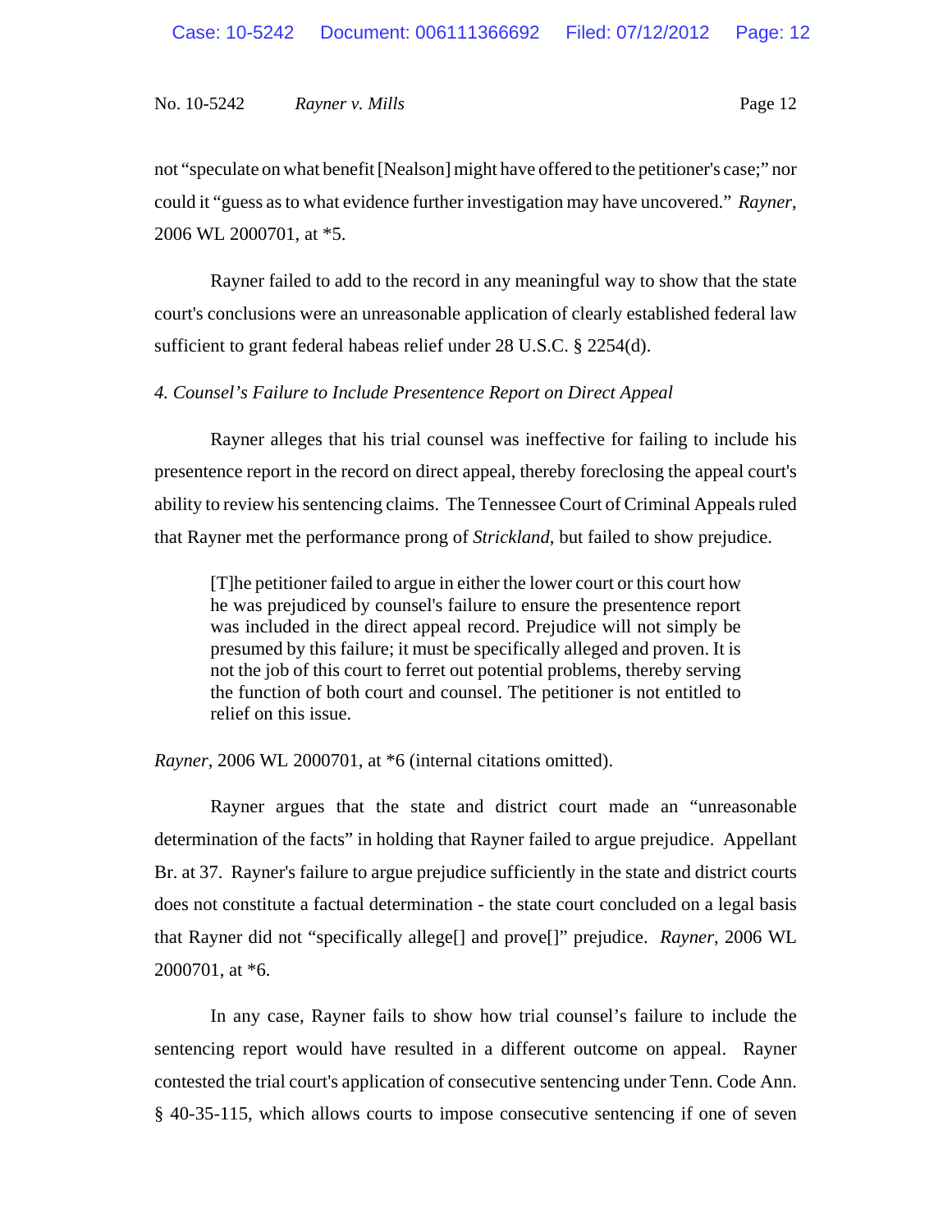not "speculate on what benefit [Nealson] might have offered to the petitioner's case;" nor could it "guess as to what evidence further investigation may have uncovered." *Rayner*, 2006 WL 2000701, at *5.

Rayner failed to add to the record in any meaningful way to show that the state court's conclusions were an unreasonable application of clearly established federal law sufficient to grant federal habeas relief under 28 U.S.C. § 2254(d).

*4. Counsel's Failure to Include Presentence Report on Direct Appeal*

Rayner alleges that his trial counsel was ineffective for failing to include his presentence report in the record on direct appeal, thereby foreclosing the appeal court's ability to review his sentencing claims. The Tennessee Court of Criminal Appeals ruled that Rayner met the performance prong of *Strickland*, but failed to show prejudice.

> [T]he petitioner failed to argue in either the lower court or this court how he was prejudiced by counsel's failure to ensure the presentence report was included in the direct appeal record. Prejudice will not simply be presumed by this failure; it must be specifically alleged and proven. It is not the job of this court to ferret out potential problems, thereby serving the function of both court and counsel. The petitioner is not entitled to relief on this issue.

*Rayner*, 2006 WL 2000701, at *6 (internal citations omitted).

Rayner argues that the state and district court made an "unreasonable determination of the facts" in holding that Rayner failed to argue prejudice. Appellant Br. at 37. Rayner's failure to argue prejudice sufficiently in the state and district courts does not constitute a factual determination - the state court concluded on a legal basis that Rayner did not "specifically allege[] and prove[]" prejudice. *Rayner*, 2006 WL 2000701, at *6.

In any case, Rayner fails to show how trial counsel's failure to include the sentencing report would have resulted in a different outcome on appeal. Rayner contested the trial court's application of consecutive sentencing under Tenn. Code Ann. § 40-35-115, which allows courts to impose consecutive sentencing if one of seven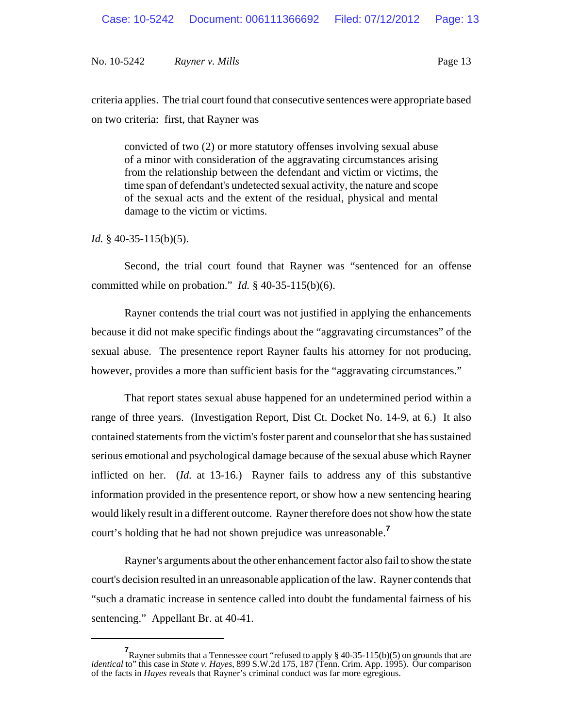criteria applies. The trial court found that consecutive sentences were appropriate based on two criteria: first, that Rayner was

> convicted of two (2) or more statutory offenses involving sexual abuse of a minor with consideration of the aggravating circumstances arising from the relationship between the defendant and victim or victims, the time span of defendant's undetected sexual activity, the nature and scope of the sexual acts and the extent of the residual, physical and mental damage to the victim or victims.

*Id.* § 40-35-115(b)(5).

Second, the trial court found that Rayner was "sentenced for an offense committed while on probation." *Id.* § 40-35-115(b)(6).

Rayner contends the trial court was not justified in applying the enhancements because it did not make specific findings about the "aggravating circumstances" of the sexual abuse. The presentence report Rayner faults his attorney for not producing, however, provides a more than sufficient basis for the "aggravating circumstances."

That report states sexual abuse happened for an undetermined period within a range of three years. (Investigation Report, Dist Ct. Docket No. 14-9, at 6.) It also contained statements from the victim's foster parent and counselor that she has sustained serious emotional and psychological damage because of the sexual abuse which Rayner inflicted on her. (*Id.* at 13-16.) Rayner fails to address any of this substantive information provided in the presentence report, or show how a new sentencing hearing would likely result in a different outcome. Rayner therefore does not show how the state court's holding that he had not shown prejudice was unreasonable.[7]

Rayner's arguments about the other enhancement factor also fail to show the state court's decision resulted in an unreasonable application of the law. Rayner contends that "such a dramatic increase in sentence called into doubt the fundamental fairness of his sentencing." Appellant Br. at 40-41.

---

[7] Rayner submits that a Tennessee court "refused to apply § 40-35-115(b)(5) on grounds that are *identical* to" this case in *State v. Hayes*, 899 S.W.2d 175, 187 (Tenn. Crim. App. 1995). Our comparison of the facts in *Hayes* reveals that Rayner's criminal conduct was far more egregious.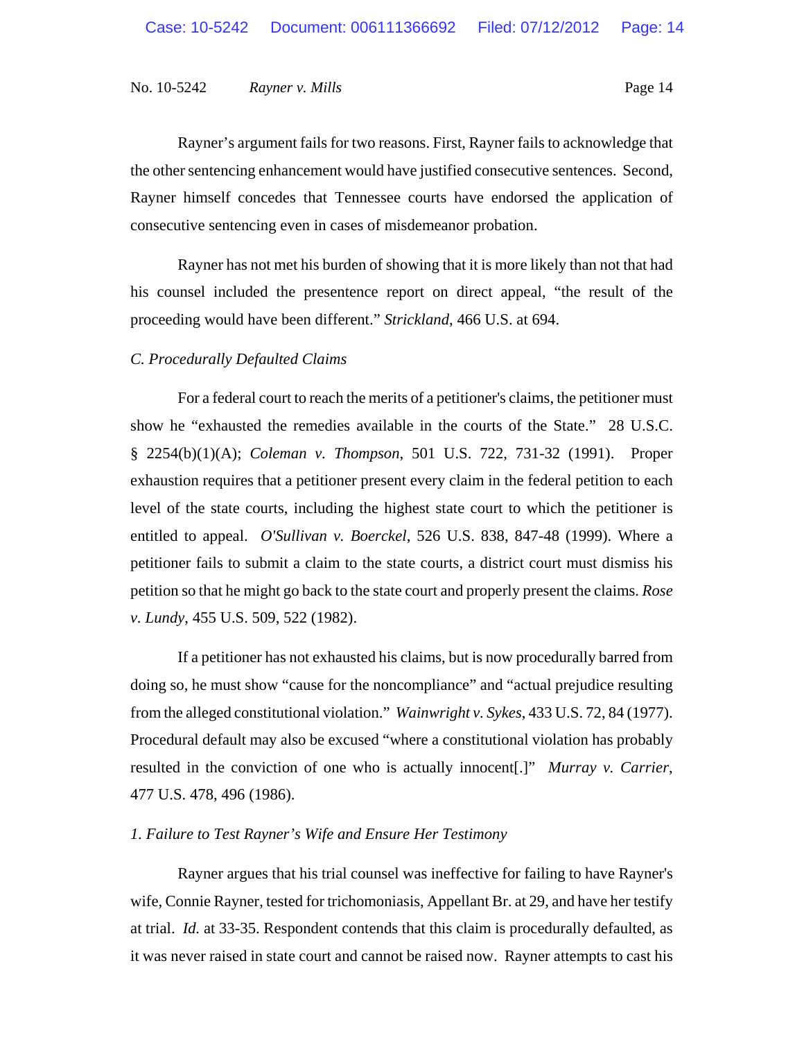Rayner's argument fails for two reasons. First, Rayner fails to acknowledge that the other sentencing enhancement would have justified consecutive sentences. Second, Rayner himself concedes that Tennessee courts have endorsed the application of consecutive sentencing even in cases of misdemeanor probation.

Rayner has not met his burden of showing that it is more likely than not that had his counsel included the presentence report on direct appeal, "the result of the proceeding would have been different." *Strickland*, 466 U.S. at 694.

### *C. Procedurally Defaulted Claims*

For a federal court to reach the merits of a petitioner's claims, the petitioner must show he "exhausted the remedies available in the courts of the State." 28 U.S.C. § 2254(b)(1)(A); *Coleman v. Thompson*, 501 U.S. 722, 731-32 (1991). Proper exhaustion requires that a petitioner present every claim in the federal petition to each level of the state courts, including the highest state court to which the petitioner is entitled to appeal. *O'Sullivan v. Boerckel*, 526 U.S. 838, 847-48 (1999). Where a petitioner fails to submit a claim to the state courts, a district court must dismiss his petition so that he might go back to the state court and properly present the claims. *Rose v. Lundy*, 455 U.S. 509, 522 (1982).

If a petitioner has not exhausted his claims, but is now procedurally barred from doing so, he must show "cause for the noncompliance" and "actual prejudice resulting from the alleged constitutional violation." *Wainwright v. Sykes*, 433 U.S. 72, 84 (1977). Procedural default may also be excused "where a constitutional violation has probably resulted in the conviction of one who is actually innocent[.]" *Murray v. Carrier*, 477 U.S. 478, 496 (1986).

#### *1. Failure to Test Rayner's Wife and Ensure Her Testimony*

Rayner argues that his trial counsel was ineffective for failing to have Rayner's wife, Connie Rayner, tested for trichomoniasis, Appellant Br. at 29, and have her testify at trial. *Id.* at 33-35. Respondent contends that this claim is procedurally defaulted, as it was never raised in state court and cannot be raised now. Rayner attempts to cast his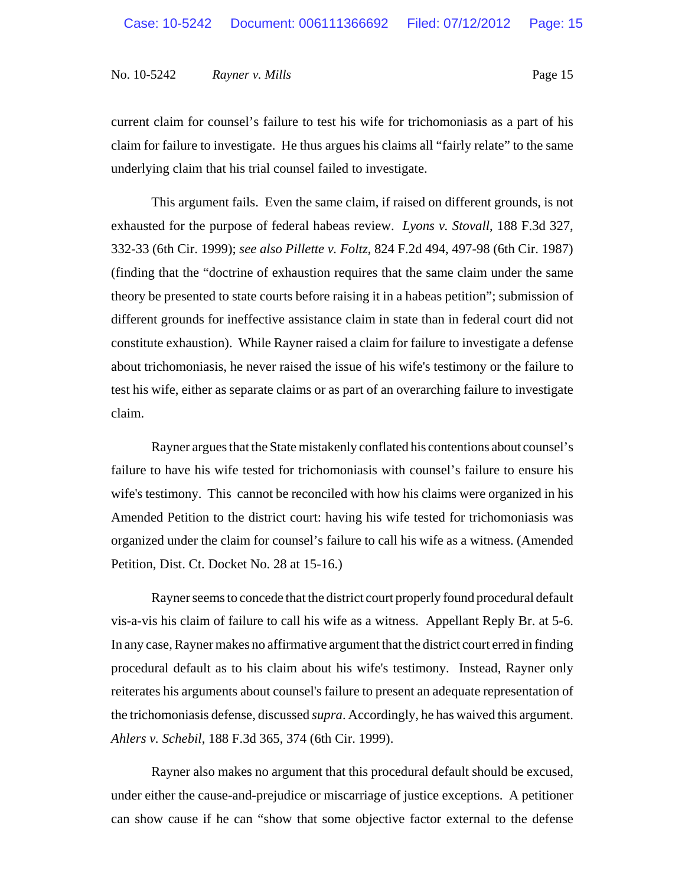current claim for counsel's failure to test his wife for trichomoniasis as a part of his claim for failure to investigate. He thus argues his claims all "fairly relate" to the same underlying claim that his trial counsel failed to investigate.

This argument fails. Even the same claim, if raised on different grounds, is not exhausted for the purpose of federal habeas review. *Lyons v. Stovall*, 188 F.3d 327, 332-33 (6th Cir. 1999); *see also Pillette v. Foltz*, 824 F.2d 494, 497-98 (6th Cir. 1987) (finding that the "doctrine of exhaustion requires that the same claim under the same theory be presented to state courts before raising it in a habeas petition"; submission of different grounds for ineffective assistance claim in state than in federal court did not constitute exhaustion). While Rayner raised a claim for failure to investigate a defense about trichomoniasis, he never raised the issue of his wife's testimony or the failure to test his wife, either as separate claims or as part of an overarching failure to investigate claim.

Rayner argues that the State mistakenly conflated his contentions about counsel's failure to have his wife tested for trichomoniasis with counsel's failure to ensure his wife's testimony. This cannot be reconciled with how his claims were organized in his Amended Petition to the district court: having his wife tested for trichomoniasis was organized under the claim for counsel's failure to call his wife as a witness. (Amended Petition, Dist. Ct. Docket No. 28 at 15-16.)

Rayner seems to concede that the district court properly found procedural default vis-a-vis his claim of failure to call his wife as a witness. Appellant Reply Br. at 5-6. In any case, Rayner makes no affirmative argument that the district court erred in finding procedural default as to his claim about his wife's testimony. Instead, Rayner only reiterates his arguments about counsel's failure to present an adequate representation of the trichomoniasis defense, discussed *supra*. Accordingly, he has waived this argument. *Ahlers v. Schebil*, 188 F.3d 365, 374 (6th Cir. 1999).

Rayner also makes no argument that this procedural default should be excused, under either the cause-and-prejudice or miscarriage of justice exceptions. A petitioner can show cause if he can "show that some objective factor external to the defense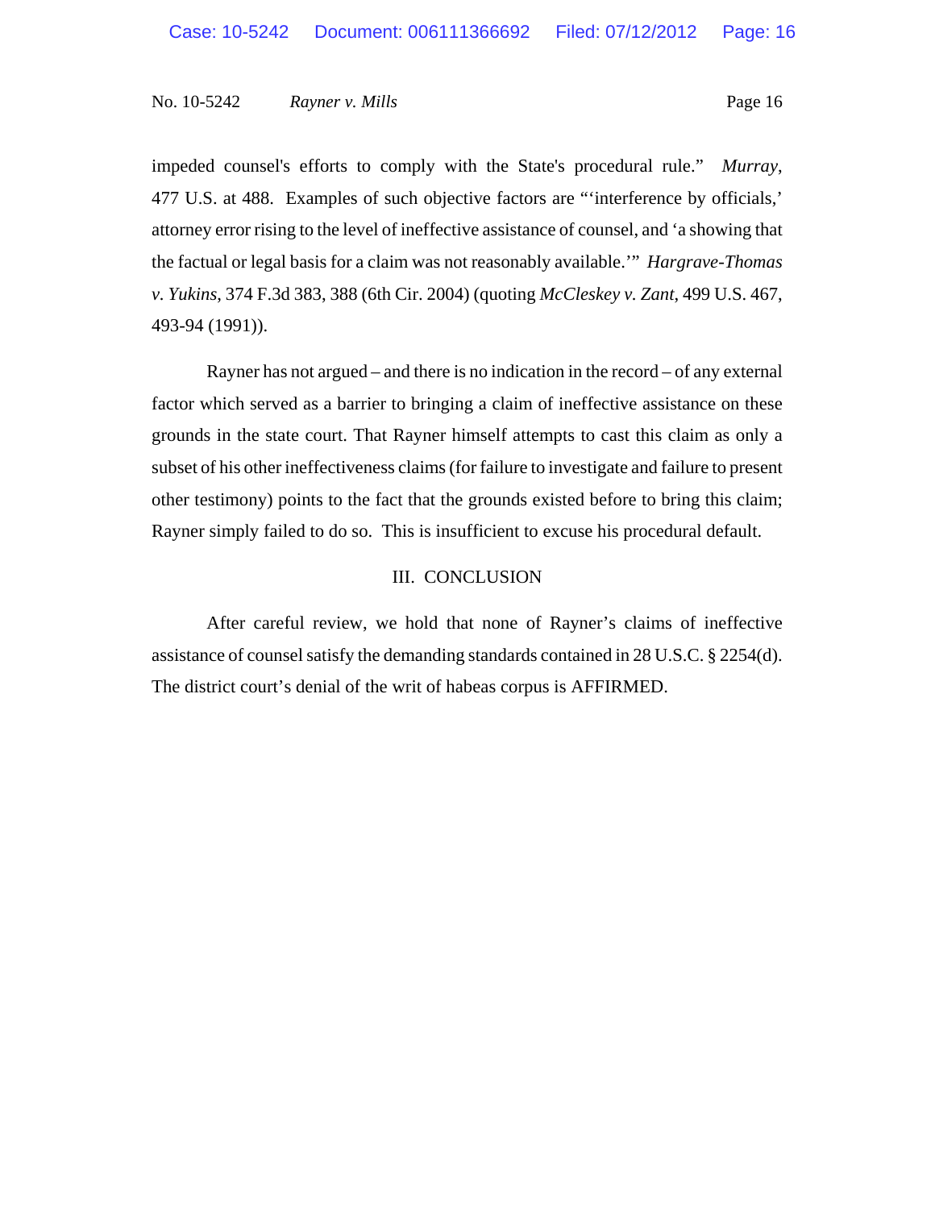impeded counsel's efforts to comply with the State's procedural rule." *Murray*, 477 U.S. at 488. Examples of such objective factors are "'interference by officials,' attorney error rising to the level of ineffective assistance of counsel, and 'a showing that the factual or legal basis for a claim was not reasonably available.'" *Hargrave-Thomas v. Yukins*, 374 F.3d 383, 388 (6th Cir. 2004) (quoting *McCleskey v. Zant*, 499 U.S. 467, 493-94 (1991)).

Rayner has not argued – and there is no indication in the record – of any external factor which served as a barrier to bringing a claim of ineffective assistance on these grounds in the state court. That Rayner himself attempts to cast this claim as only a subset of his other ineffectiveness claims (for failure to investigate and failure to present other testimony) points to the fact that the grounds existed before to bring this claim; Rayner simply failed to do so. This is insufficient to excuse his procedural default.

## III. CONCLUSION

After careful review, we hold that none of Rayner's claims of ineffective assistance of counsel satisfy the demanding standards contained in 28 U.S.C. § 2254(d). The district court's denial of the writ of habeas corpus is AFFIRMED.